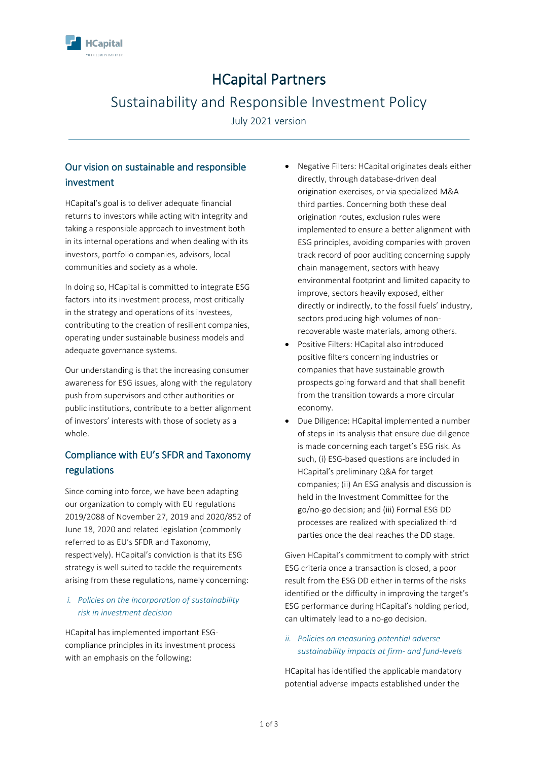# HCapital Partners

## Sustainability and Responsible Investment Policy

July 2021 version

---

## Our vision on sustainable and responsible investment

HCapital's goal is to deliver adequate financial returns to investors while acting with integrity and taking a responsible approach to investment both in its internal operations and when dealing with its investors, portfolio companies, advisors, local communities and society as a whole.

In doing so, HCapital is committed to integrate ESG factors into its investment process, most critically in the strategy and operations of its investees, contributing to the creation of resilient companies, operating under sustainable business models and adequate governance systems.

Our understanding is that the increasing consumer awareness for ESG issues, along with the regulatory push from supervisors and other authorities or public institutions, contribute to a better alignment of investors' interests with those of society as a whole.

## Compliance with EU's SFDR and Taxonomy regulations

Since coming into force, we have been adapting our organization to comply with EU regulations 2019/2088 of November 27, 2019 and 2020/852 of June 18, 2020 and related legislation (commonly referred to as EU's SFDR and Taxonomy, respectively). HCapital's conviction is that its ESG strategy is well suited to tackle the requirements arising from these regulations, namely concerning:

### *i. Policies on the incorporation of sustainability risk in investment decision*

HCapital has implemented important ESG-compliance principles in its investment process with an emphasis on the following:

- Negative Filters: HCapital originates deals either directly, through database-driven deal origination exercises, or via specialized M&A third parties. Concerning both these deal origination routes, exclusion rules were implemented to ensure a better alignment with ESG principles, avoiding companies with proven track record of poor auditing concerning supply chain management, sectors with heavy environmental footprint and limited capacity to improve, sectors heavily exposed, either directly or indirectly, to the fossil fuels' industry, sectors producing high volumes of non-recoverable waste materials, among others.
- Positive Filters: HCapital also introduced positive filters concerning industries or companies that have sustainable growth prospects going forward and that shall benefit from the transition towards a more circular economy.
- Due Diligence: HCapital implemented a number of steps in its analysis that ensure due diligence is made concerning each target's ESG risk. As such, (i) ESG-based questions are included in HCapital's preliminary Q&A for target companies; (ii) An ESG analysis and discussion is held in the Investment Committee for the go/no-go decision; and (iii) Formal ESG DD processes are realized with specialized third parties once the deal reaches the DD stage.

Given HCapital's commitment to comply with strict ESG criteria once a transaction is closed, a poor result from the ESG DD either in terms of the risks identified or the difficulty in improving the target's ESG performance during HCapital's holding period, can ultimately lead to a no-go decision.

### *ii. Policies on measuring potential adverse sustainability impacts at firm- and fund-levels*

HCapital has identified the applicable mandatory potential adverse impacts established under the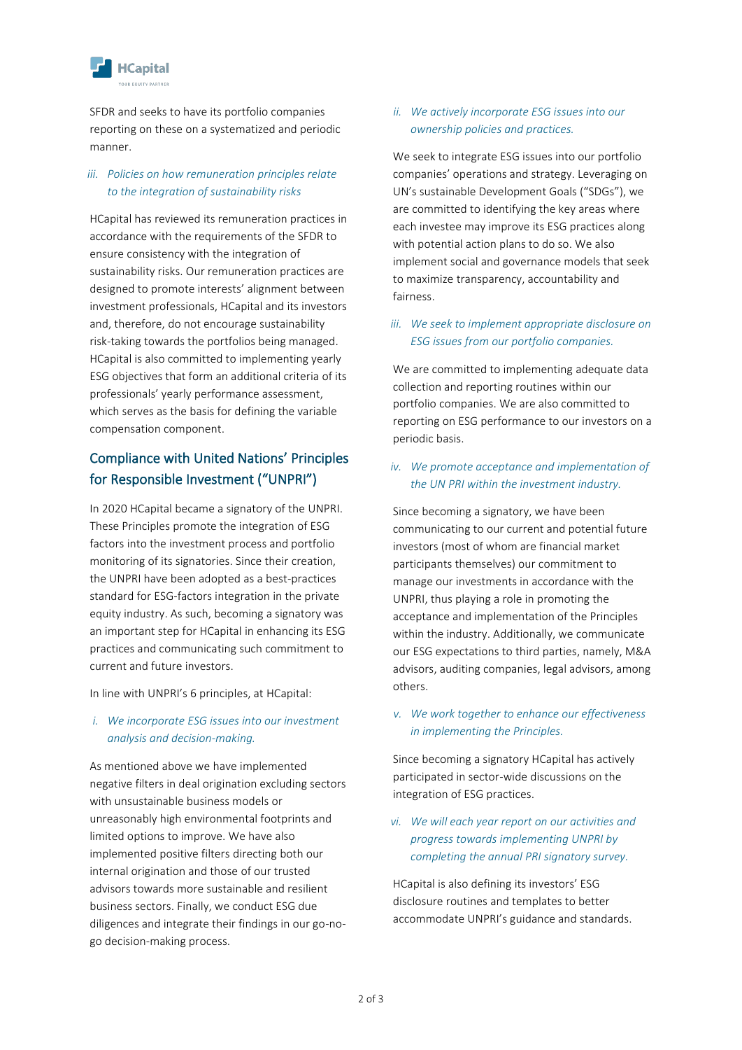SFDR and seeks to have its portfolio companies reporting on these on a systematized and periodic manner.

*iii. Policies on how remuneration principles relate to the integration of sustainability risks*

HCapital has reviewed its remuneration practices in accordance with the requirements of the SFDR to ensure consistency with the integration of sustainability risks. Our remuneration practices are designed to promote interests' alignment between investment professionals, HCapital and its investors and, therefore, do not encourage sustainability risk-taking towards the portfolios being managed. HCapital is also committed to implementing yearly ESG objectives that form an additional criteria of its professionals' yearly performance assessment, which serves as the basis for defining the variable compensation component.

## Compliance with United Nations' Principles for Responsible Investment ("UNPRI")

In 2020 HCapital became a signatory of the UNPRI. These Principles promote the integration of ESG factors into the investment process and portfolio monitoring of its signatories. Since their creation, the UNPRI have been adopted as a best-practices standard for ESG-factors integration in the private equity industry. As such, becoming a signatory was an important step for HCapital in enhancing its ESG practices and communicating such commitment to current and future investors.

In line with UNPRI's 6 principles, at HCapital:

*i. We incorporate ESG issues into our investment analysis and decision-making.*

As mentioned above we have implemented negative filters in deal origination excluding sectors with unsustainable business models or unreasonably high environmental footprints and limited options to improve. We have also implemented positive filters directing both our internal origination and those of our trusted advisors towards more sustainable and resilient business sectors. Finally, we conduct ESG due diligences and integrate their findings in our go-no-go decision-making process.

*ii. We actively incorporate ESG issues into our ownership policies and practices.*

We seek to integrate ESG issues into our portfolio companies' operations and strategy. Leveraging on UN's sustainable Development Goals ("SDGs"), we are committed to identifying the key areas where each investee may improve its ESG practices along with potential action plans to do so. We also implement social and governance models that seek to maximize transparency, accountability and fairness.

*iii. We seek to implement appropriate disclosure on ESG issues from our portfolio companies.*

We are committed to implementing adequate data collection and reporting routines within our portfolio companies. We are also committed to reporting on ESG performance to our investors on a periodic basis.

*iv. We promote acceptance and implementation of the UN PRI within the investment industry.*

Since becoming a signatory, we have been communicating to our current and potential future investors (most of whom are financial market participants themselves) our commitment to manage our investments in accordance with the UNPRI, thus playing a role in promoting the acceptance and implementation of the Principles within the industry. Additionally, we communicate our ESG expectations to third parties, namely, M&A advisors, auditing companies, legal advisors, among others.

*v. We work together to enhance our effectiveness in implementing the Principles.*

Since becoming a signatory HCapital has actively participated in sector-wide discussions on the integration of ESG practices.

*vi. We will each year report on our activities and progress towards implementing UNPRI by completing the annual PRI signatory survey.*

HCapital is also defining its investors' ESG disclosure routines and templates to better accommodate UNPRI's guidance and standards.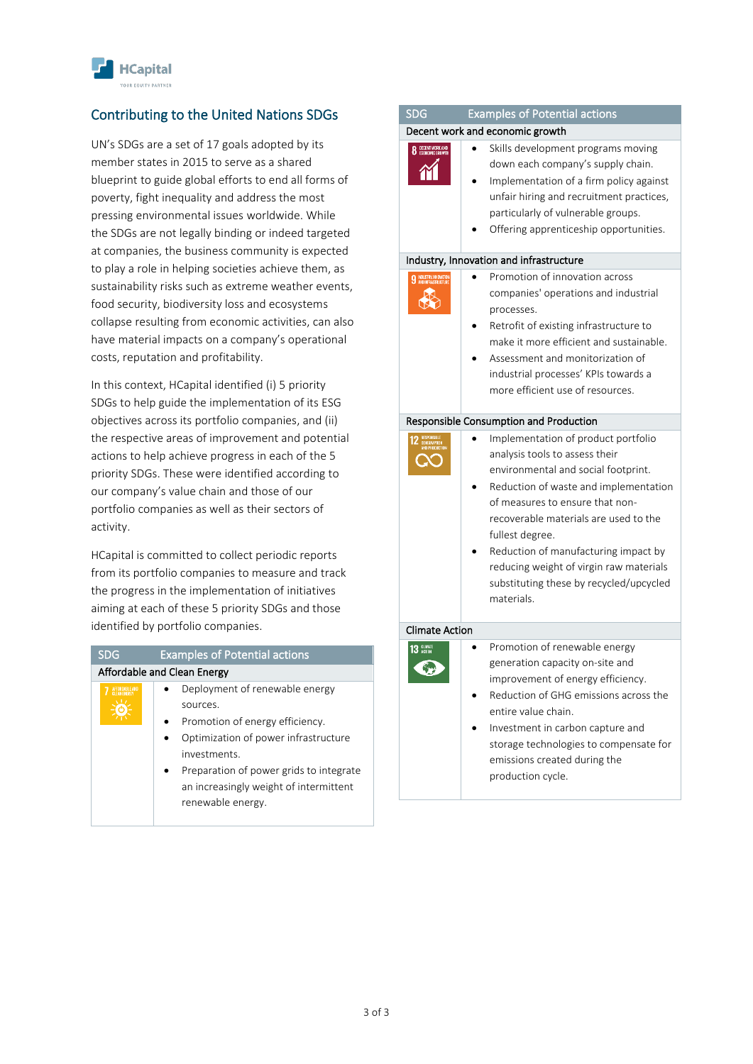## Contributing to the United Nations SDGs

UN's SDGs are a set of 17 goals adopted by its member states in 2015 to serve as a shared blueprint to guide global efforts to end all forms of poverty, fight inequality and address the most pressing environmental issues worldwide. While the SDGs are not legally binding or indeed targeted at companies, the business community is expected to play a role in helping societies achieve them, as sustainability risks such as extreme weather events, food security, biodiversity loss and ecosystems collapse resulting from economic activities, can also have material impacts on a company's operational costs, reputation and profitability.

In this context, HCapital identified (i) 5 priority SDGs to help guide the implementation of its ESG objectives across its portfolio companies, and (ii) the respective areas of improvement and potential actions to help achieve progress in each of the 5 priority SDGs. These were identified according to our company's value chain and those of our portfolio companies as well as their sectors of activity.

HCapital is committed to collect periodic reports from its portfolio companies to measure and track the progress in the implementation of initiatives aiming at each of these 5 priority SDGs and those identified by portfolio companies.

| SDG | Examples of Potential actions |
|---|---|
| **Affordable and Clean Energy** | |
| 7 AFFORDABLE AND CLEAN ENERGY | • Deployment of renewable energy sources.<br>• Promotion of energy efficiency.<br>• Optimization of power infrastructure investments.<br>• Preparation of power grids to integrate an increasingly weight of intermittent renewable energy. |
| **Decent work and economic growth** | |
| 8 DECENT WORK AND ECONOMIC GROWTH | • Skills development programs moving down each company's supply chain.<br>• Implementation of a firm policy against unfair hiring and recruitment practices, particularly of vulnerable groups.<br>• Offering apprenticeship opportunities. |
| **Industry, Innovation and infrastructure** | |
| 9 INDUSTRY, INNOVATION AND INFRASTRUCTURE | • Promotion of innovation across companies' operations and industrial processes.<br>• Retrofit of existing infrastructure to make it more efficient and sustainable.<br>• Assessment and monitorization of industrial processes' KPIs towards a more efficient use of resources. |
| **Responsible Consumption and Production** | |
| 12 RESPONSIBLE CONSUMPTION AND PRODUCTION | • Implementation of product portfolio analysis tools to assess their environmental and social footprint.<br>• Reduction of waste and implementation of measures to ensure that non-recoverable materials are used to the fullest degree.<br>• Reduction of manufacturing impact by reducing weight of virgin raw materials substituting these by recycled/upcycled materials. |
| **Climate Action** | |
| 13 CLIMATE ACTION | • Promotion of renewable energy generation capacity on-site and improvement of energy efficiency.<br>• Reduction of GHG emissions across the entire value chain.<br>• Investment in carbon capture and storage technologies to compensate for emissions created during the production cycle. |